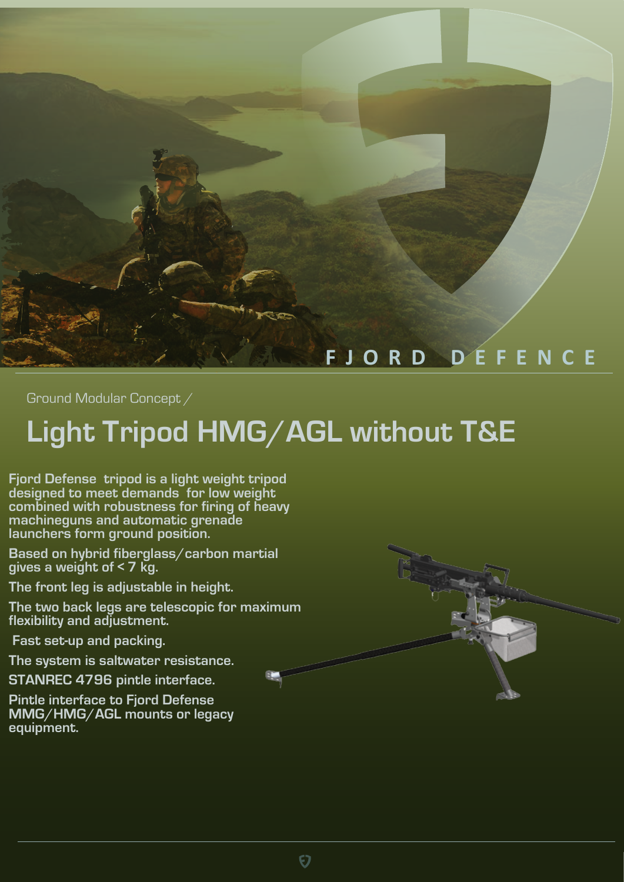FJORD DEFENCE

Ground Modular Concept /

# Light Tripod HMG/AGL without T&E

**Fjord Defense tripod is a light weight tripod designed to meet demands for low weight combined with robustness for firing of heavy machineguns and automatic grenade launchers form ground position.**

**Based on hybrid fiberglass/carbon martial gives a weight of < 7 kg.**

**The front leg is adjustable in height.**

**The two back legs are telescopic for maximum flexibility and adjustment.**

**Fast set-up and packing.**

**The system is saltwater resistance.**

**STANREC 4796 pintle interface.**

**Pintle interface to Fjord Defense MMG/HMG/AGL mounts or legacy equipment.**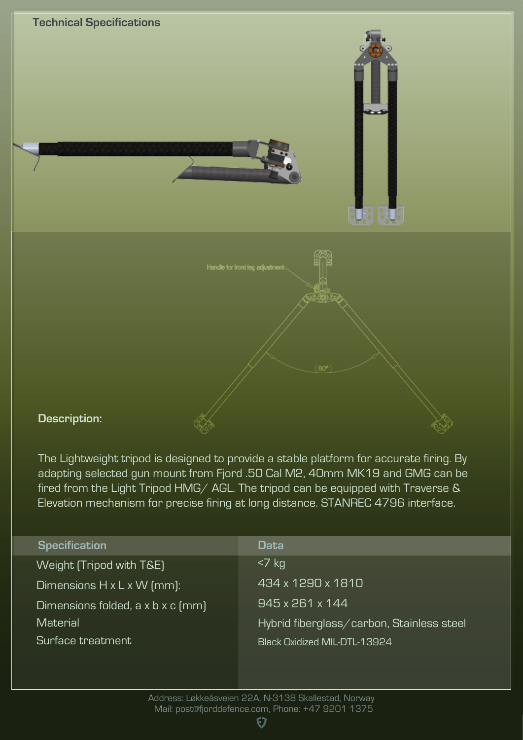## Technical Specifications

Handle for front leg adjustment

(80°)

### Description:

The Lightweight tripod is designed to provide a stable platform for accurate firing. By adapting selected gun mount from Fjord .50 Cal M2, 40mm MK19 and GMG can be fired from the Light Tripod HMG/ AGL. The tripod can be equipped with Traverse & Elevation mechanism for precise firing at long distance. STANREC 4796 interface.

| Specification | Data |
|---|---|
| Weight (Tripod with T&E) | <7 kg |
| Dimensions H x L x W (mm): | 434 x 1290 x 1810 |
| Dimensions folded, a x b x c (mm) | 945 x 261 x 144 |
| Material | Hybrid fiberglass/carbon, Stainless steel |
| Surface treatment | Black Oxidized MIL-DTL-13924 |

Address: Løkkeåsveien 22A, N-3138 Skallestad, Norway
Mail: post@fjorddefence.com, Phone: +47 9201 1375